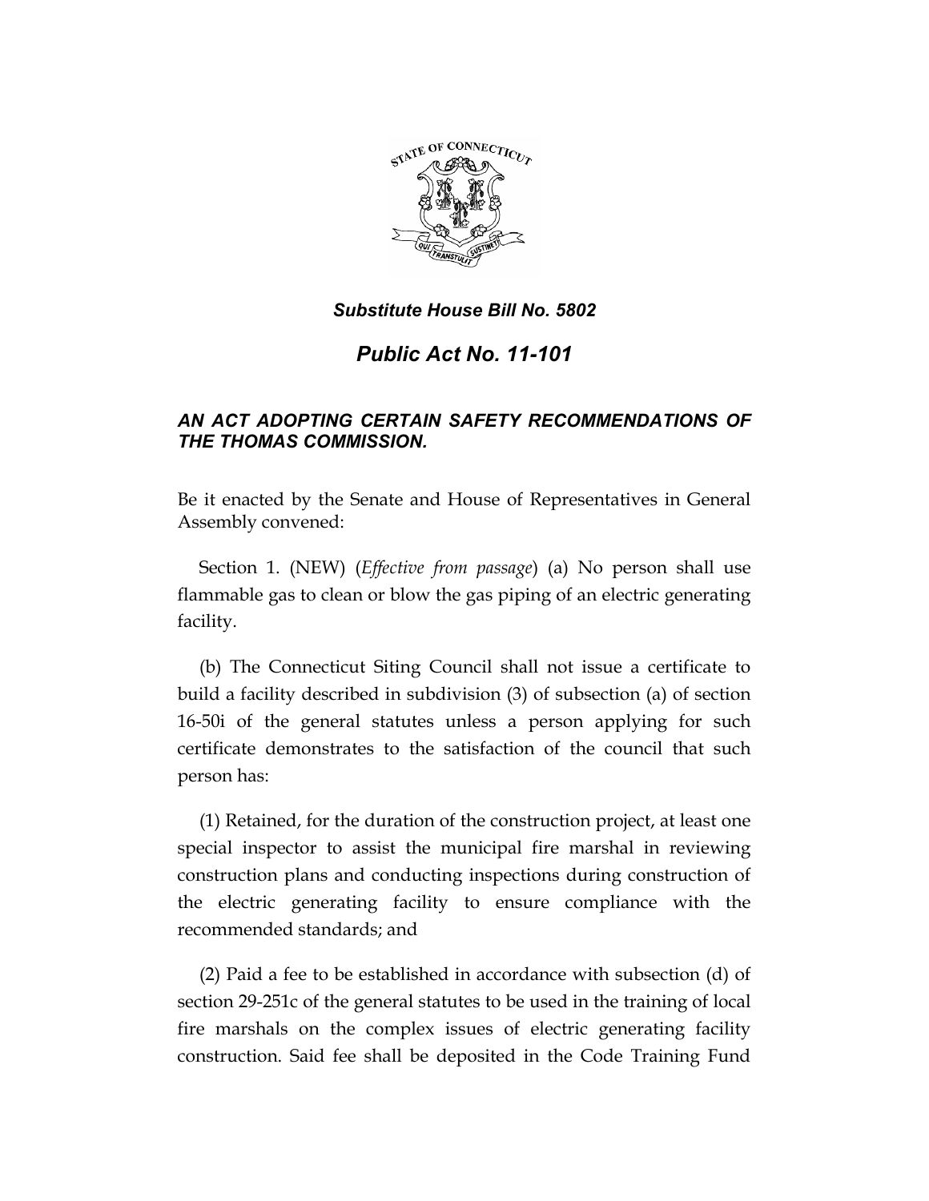***Substitute House Bill No. 5802***

# *Public Act No. 11-101*

### *AN ACT ADOPTING CERTAIN SAFETY RECOMMENDATIONS OF THE THOMAS COMMISSION.*

Be it enacted by the Senate and House of Representatives in General Assembly convened:

Section 1. (NEW) (*Effective from passage*) (a) No person shall use flammable gas to clean or blow the gas piping of an electric generating facility.

(b) The Connecticut Siting Council shall not issue a certificate to build a facility described in subdivision (3) of subsection (a) of section 16-50i of the general statutes unless a person applying for such certificate demonstrates to the satisfaction of the council that such person has:

(1) Retained, for the duration of the construction project, at least one special inspector to assist the municipal fire marshal in reviewing construction plans and conducting inspections during construction of the electric generating facility to ensure compliance with the recommended standards; and

(2) Paid a fee to be established in accordance with subsection (d) of section 29-251c of the general statutes to be used in the training of local fire marshals on the complex issues of electric generating facility construction. Said fee shall be deposited in the Code Training Fund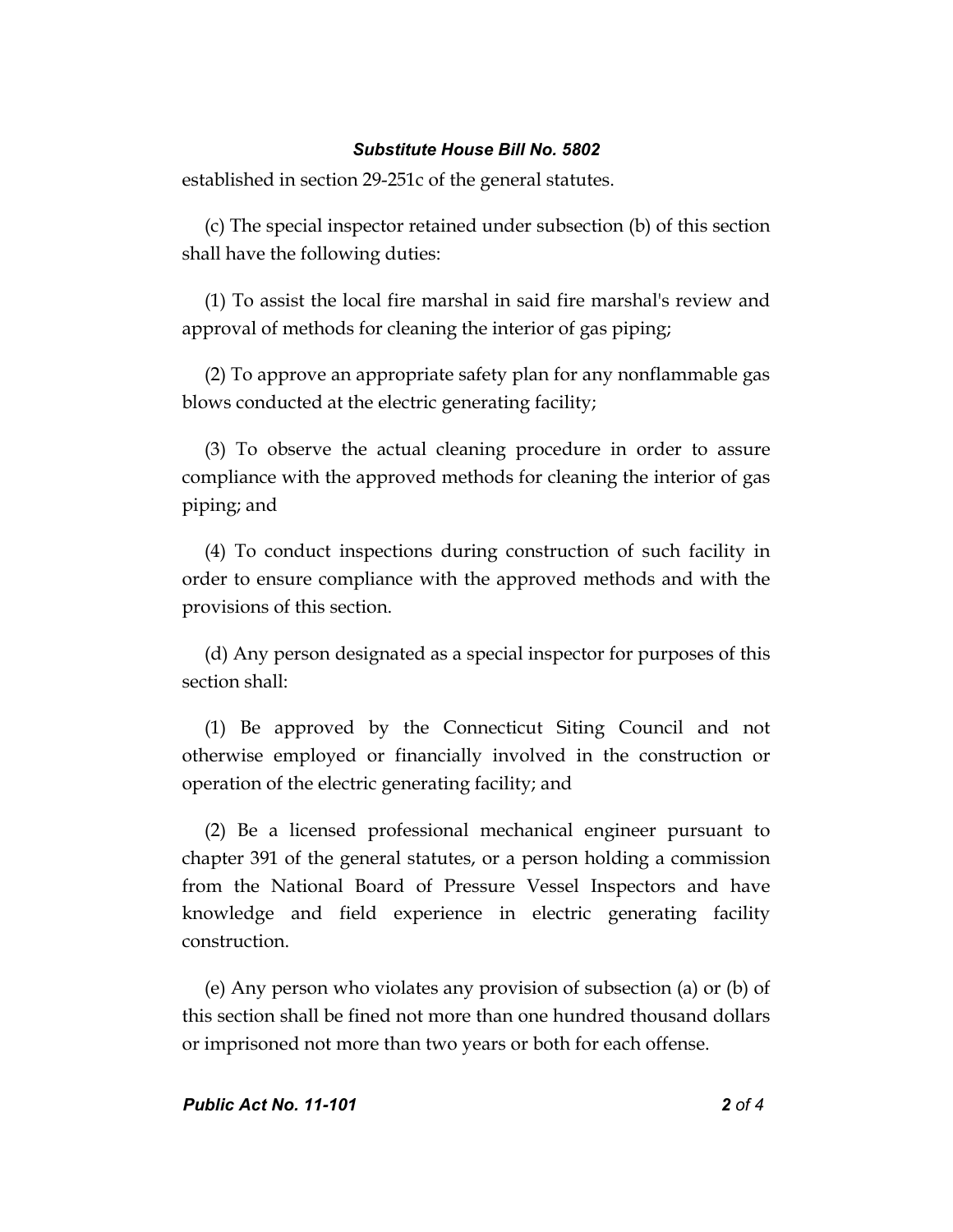established in section 29-251c of the general statutes.

(c) The special inspector retained under subsection (b) of this section shall have the following duties:

(1) To assist the local fire marshal in said fire marshal's review and approval of methods for cleaning the interior of gas piping;

(2) To approve an appropriate safety plan for any nonflammable gas blows conducted at the electric generating facility;

(3) To observe the actual cleaning procedure in order to assure compliance with the approved methods for cleaning the interior of gas piping; and

(4) To conduct inspections during construction of such facility in order to ensure compliance with the approved methods and with the provisions of this section.

(d) Any person designated as a special inspector for purposes of this section shall:

(1) Be approved by the Connecticut Siting Council and not otherwise employed or financially involved in the construction or operation of the electric generating facility; and

(2) Be a licensed professional mechanical engineer pursuant to chapter 391 of the general statutes, or a person holding a commission from the National Board of Pressure Vessel Inspectors and have knowledge and field experience in electric generating facility construction.

(e) Any person who violates any provision of subsection (a) or (b) of this section shall be fined not more than one hundred thousand dollars or imprisoned not more than two years or both for each offense.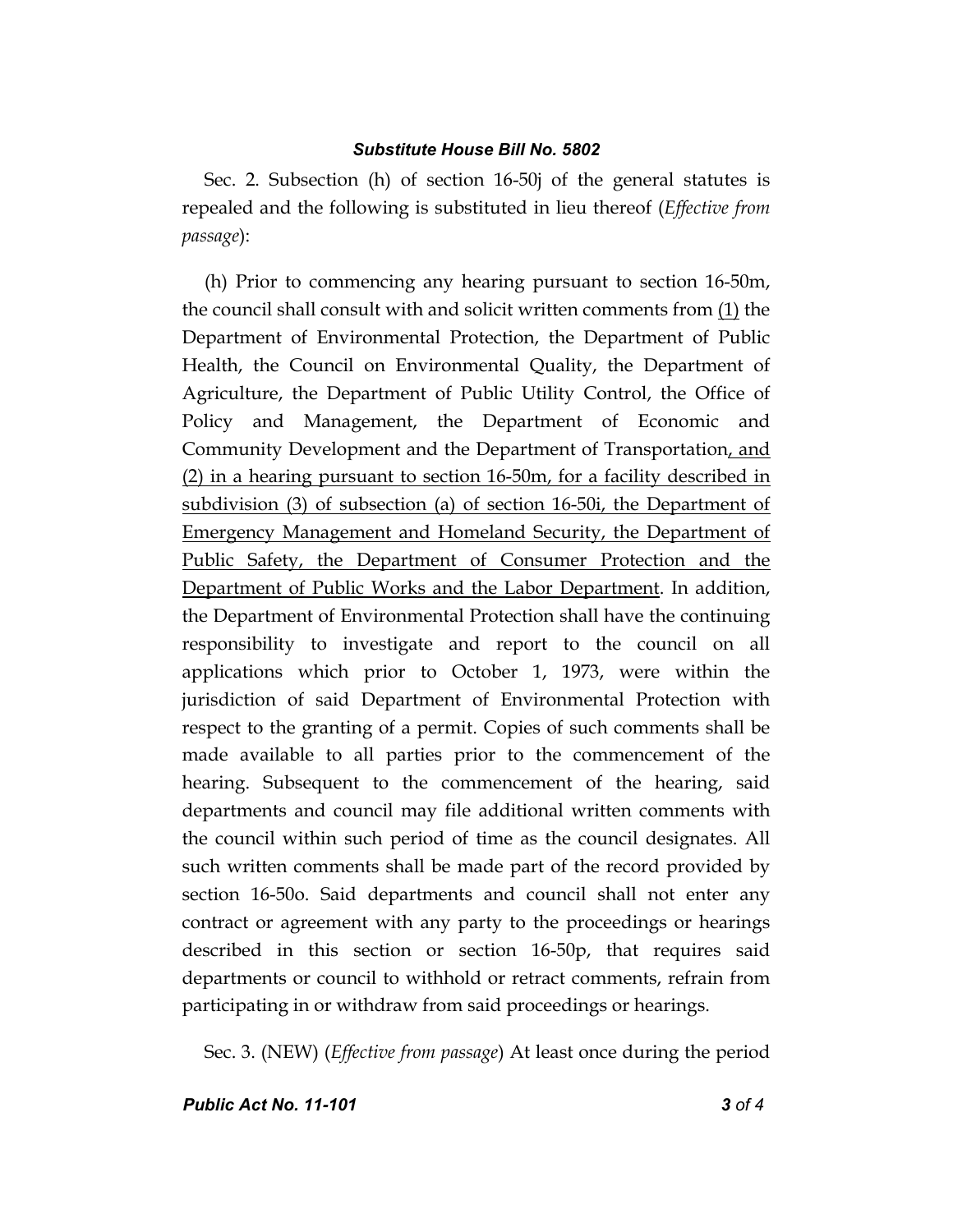Sec. 2. Subsection (h) of section 16-50j of the general statutes is repealed and the following is substituted in lieu thereof (*Effective from passage*):

(h) Prior to commencing any hearing pursuant to section 16-50m, the council shall consult with and solicit written comments from <u>(1)</u> the Department of Environmental Protection, the Department of Public Health, the Council on Environmental Quality, the Department of Agriculture, the Department of Public Utility Control, the Office of Policy and Management, the Department of Economic and Community Development and the Department of Transportation<u>, and (2) in a hearing pursuant to section 16-50m, for a facility described in subdivision (3) of subsection (a) of section 16-50i, the Department of Emergency Management and Homeland Security, the Department of Public Safety, the Department of Consumer Protection and the Department of Public Works and the Labor Department</u>. In addition, the Department of Environmental Protection shall have the continuing responsibility to investigate and report to the council on all applications which prior to October 1, 1973, were within the jurisdiction of said Department of Environmental Protection with respect to the granting of a permit. Copies of such comments shall be made available to all parties prior to the commencement of the hearing. Subsequent to the commencement of the hearing, said departments and council may file additional written comments with the council within such period of time as the council designates. All such written comments shall be made part of the record provided by section 16-50o. Said departments and council shall not enter any contract or agreement with any party to the proceedings or hearings described in this section or section 16-50p, that requires said departments or council to withhold or retract comments, refrain from participating in or withdraw from said proceedings or hearings.

Sec. 3. (NEW) (*Effective from passage*) At least once during the period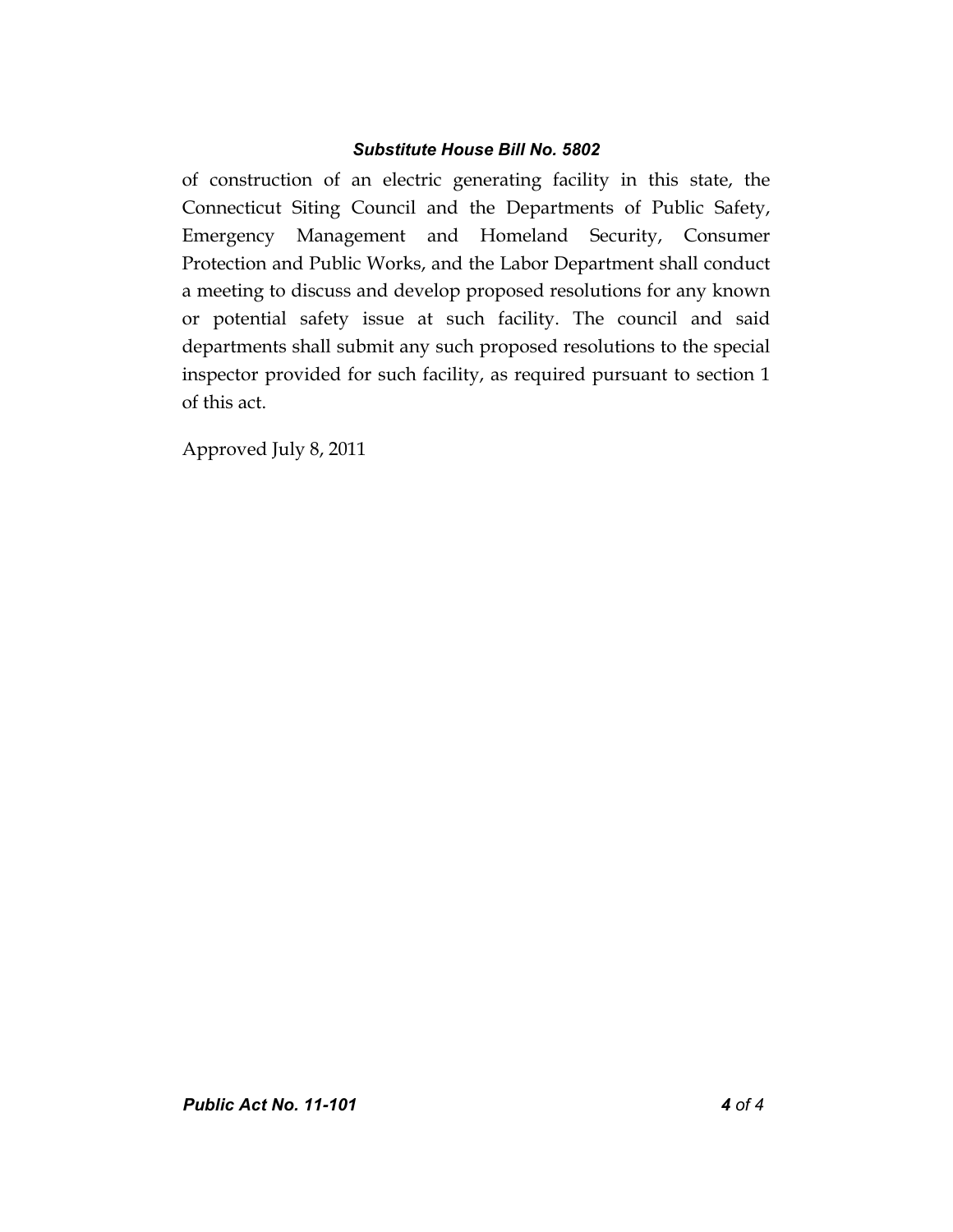of construction of an electric generating facility in this state, the Connecticut Siting Council and the Departments of Public Safety, Emergency Management and Homeland Security, Consumer Protection and Public Works, and the Labor Department shall conduct a meeting to discuss and develop proposed resolutions for any known or potential safety issue at such facility. The council and said departments shall submit any such proposed resolutions to the special inspector provided for such facility, as required pursuant to section 1 of this act.

Approved July 8, 2011